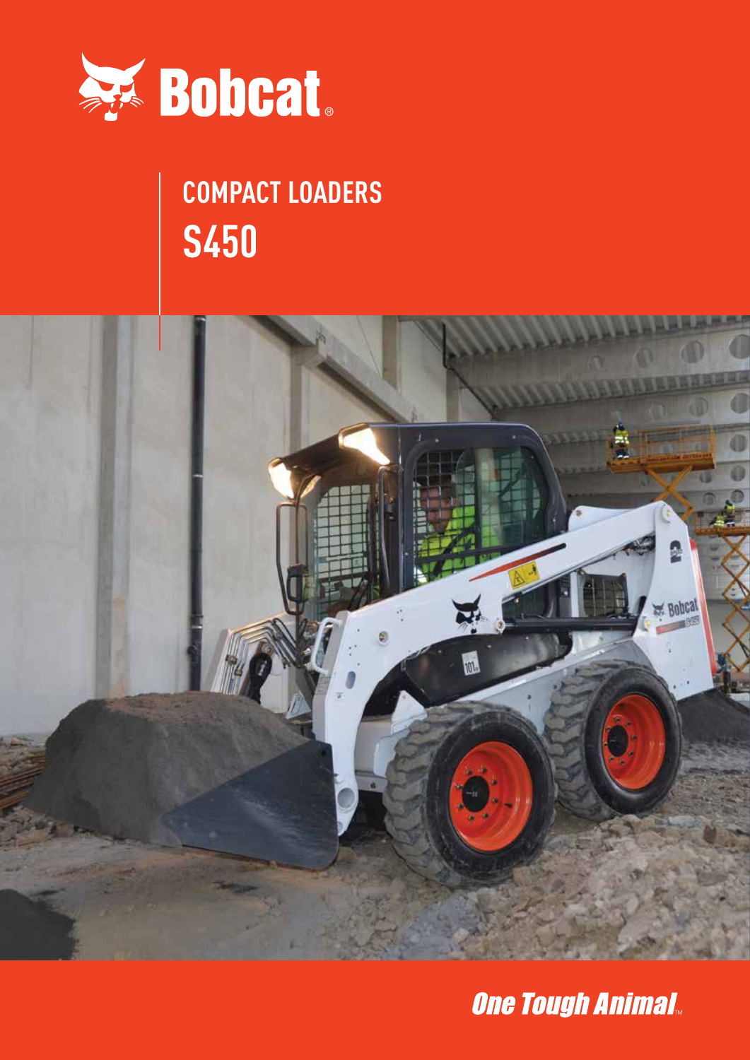Bobcat

# COMPACT LOADERS
# S450

*One Tough Animal*™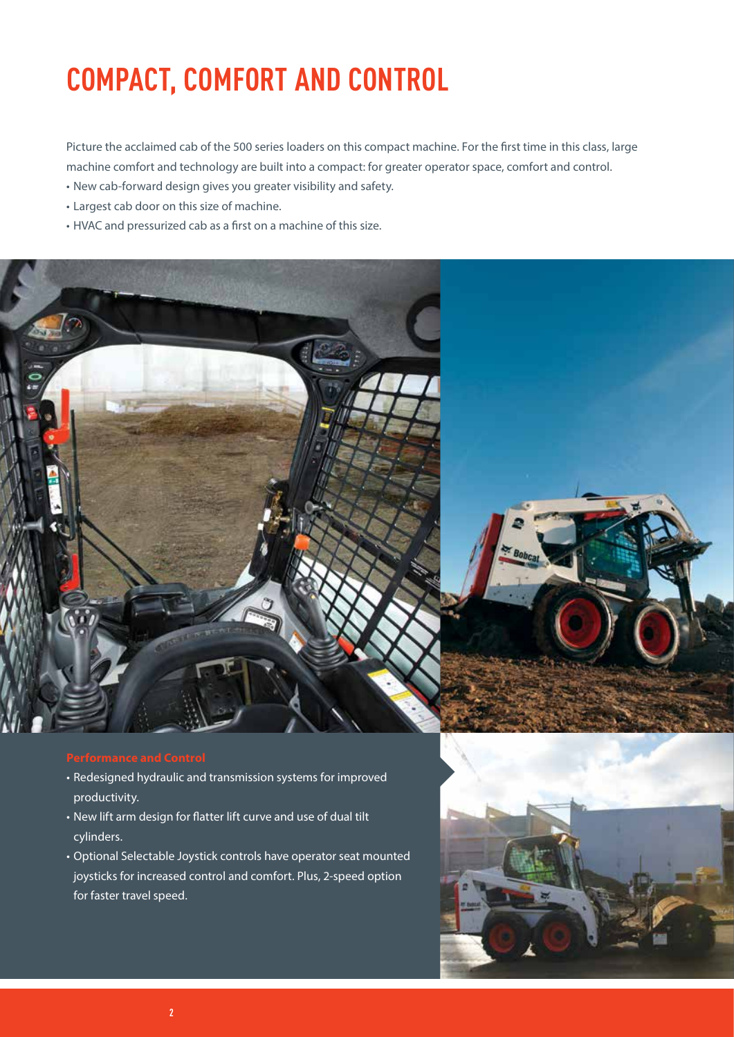# COMPACT, COMFORT AND CONTROL

Picture the acclaimed cab of the 500 series loaders on this compact machine. For the first time in this class, large machine comfort and technology are built into a compact: for greater operator space, comfort and control.

- New cab-forward design gives you greater visibility and safety.
- Largest cab door on this size of machine.
- HVAC and pressurized cab as a first on a machine of this size.

## Performance and Control

- Redesigned hydraulic and transmission systems for improved productivity.
- New lift arm design for flatter lift curve and use of dual tilt cylinders.
- Optional Selectable Joystick controls have operator seat mounted joysticks for increased control and comfort. Plus, 2-speed option for faster travel speed.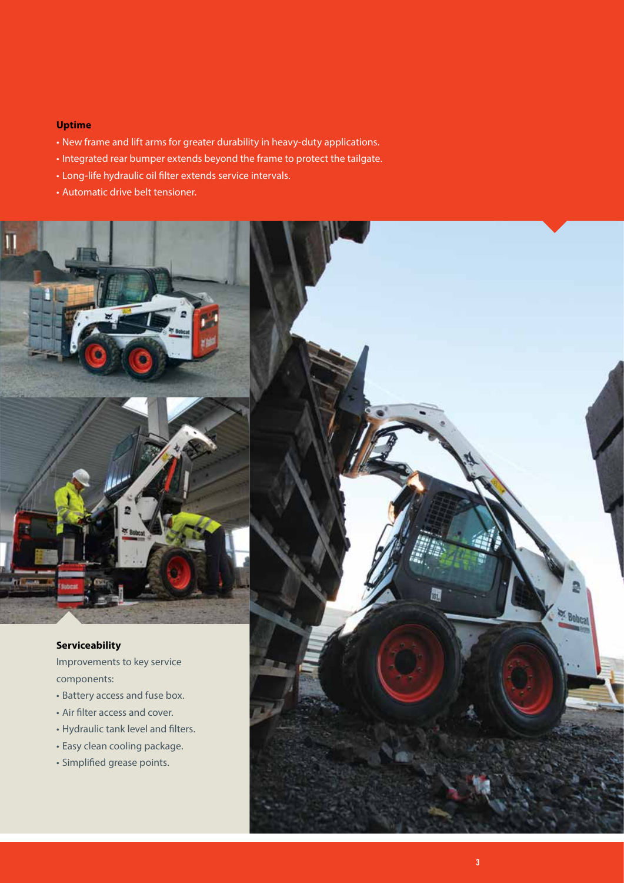### Uptime

- New frame and lift arms for greater durability in heavy-duty applications.
- Integrated rear bumper extends beyond the frame to protect the tailgate.
- Long-life hydraulic oil filter extends service intervals.
- Automatic drive belt tensioner.

### Serviceability

Improvements to key service components:

- Battery access and fuse box.
- Air filter access and cover.
- Hydraulic tank level and filters.
- Easy clean cooling package.
- Simplified grease points.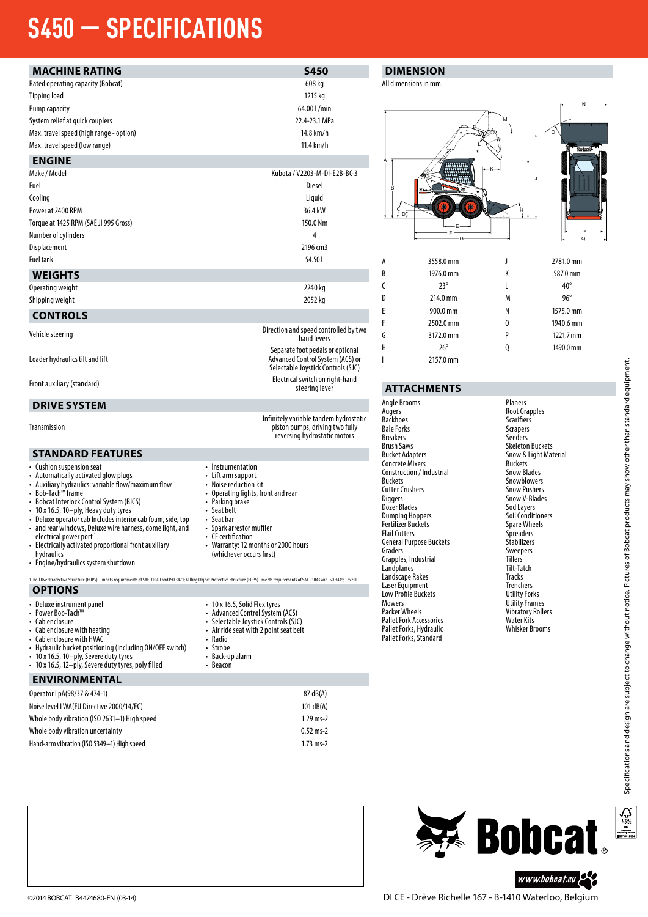# S450 – SPECIFICATIONS

## MACHINE RATING

| MACHINE RATING | S450 |
|---|---|
| Rated operating capacity (Bobcat) | 608 kg |
| Tipping load | 1215 kg |
| Pump capacity | 64.00 L/min |
| System relief at quick couplers | 22.4-23.1 MPa |
| Max. travel speed (high range - option) | 14.8 km/h |
| Max. travel speed (low range) | 11.4 km/h |

## ENGINE

| | |
|---|---|
| Make / Model | Kubota / V2203-M-DI-E2B-BC-3 |
| Fuel | Diesel |
| Cooling | Liquid |
| Power at 2400 RPM | 36.4 kW |
| Torque at 1425 RPM (SAE JI 995 Gross) | 150.0 Nm |
| Number of cylinders | 4 |
| Displacement | 2196 cm3 |
| Fuel tank | 54.50 L |

## WEIGHTS

| | |
|---|---|
| Operating weight | 2240 kg |
| Shipping weight | 2052 kg |

## CONTROLS

| | |
|---|---|
| Vehicle steering | Direction and speed controlled by two hand levers |
| Loader hydraulics tilt and lift | Separate foot pedals or optional Advanced Control System (ACS) or Selectable Joystick Controls (SJC) |
| Front auxiliary (standard) | Electrical switch on right-hand steering lever |

## DRIVE SYSTEM

| | |
|---|---|
| Transmission | Infinitely variable tandem hydrostatic piston pumps, driving two fully reversing hydrostatic motors |

## STANDARD FEATURES

- Cushion suspension seat
- Automatically activated glow plugs
- Auxiliary hydraulics: variable flow/maximum flow
- Bob-Tach™ frame
- Bobcat Interlock Control System (BICS)
- 10 x 16.5, 10–ply, Heavy duty tyres
- Deluxe operator cab Includes interior cab foam, side, top
- and rear windows, Deluxe wire harness, dome light, and electrical power port [1]
- Electrically activated proportional front auxiliary hydraulics
- Engine/hydraulics system shutdown
- Instrumentation
- Lift arm support
- Noise reduction kit
- Operating lights, front and rear
- Parking brake
- Seat belt
- Seat bar
- Spark arrestor muffler
- CE certification
- Warranty: 12 months or 2000 hours (whichever occurs first)

1. Roll Over Protective Structure (ROPS) – meets requirements of SAE-J1040 and ISO 3471; Falling Object Protective Structure (FOPS) - meets requirements of SAE-J1043 and ISO 3449, Level I

## OPTIONS

- Deluxe instrument panel
- Power Bob-Tach™
- Cab enclosure
- Cab enclosure with heating
- Cab enclosure with HVAC
- Hydraulic bucket positioning (including ON/OFF switch)
- 10 x 16.5, 10–ply, Severe duty tyres
- 10 x 16.5, 12–ply, Severe duty tyres, poly filled
- 10 x 16.5, Solid Flex tyres
- Advanced Control System (ACS)
- Selectable Joystick Controls (SJC)
- Air ride seat with 2 point seat belt
- Radio
- Strobe
- Back-up alarm
- Beacon

## ENVIRONMENTAL

| | |
|---|---|
| Operator LpA(98/37 & 474-1) | 87 dB(A) |
| Noise level LWA(EU Directive 2000/14/EC) | 101 dB(A) |
| Whole body vibration (ISO 2631–1) High speed | 1.29 ms-2 |
| Whole body vibration uncertainty | 0.52 ms-2 |
| Hand-arm vibration (ISO 5349–1) High speed | 1.73 ms-2 |

## DIMENSION

All dimensions in mm.

| | | | |
|---|---|---|---|
| A | 3558.0 mm | J | 2781.0 mm |
| B | 1976.0 mm | K | 587.0 mm |
| C | 23° | L | 40° |
| D | 214.0 mm | M | 96° |
| E | 900.0 mm | N | 1575.0 mm |
| F | 2502.0 mm | O | 1940.6 mm |
| G | 3172.0 mm | P | 1221.7 mm |
| H | 26° | Q | 1490.0 mm |
| I | 2157.0 mm | | |

## ATTACHMENTS

- Angle Brooms
- Augers
- Backhoes
- Bale Forks
- Breakers
- Brush Saws
- Bucket Adapters
- Concrete Mixers
- Construction / Industrial Buckets
- Cutter Crushers
- Diggers
- Dozer Blades
- Dumping Hoppers
- Fertilizer Buckets
- Flail Cutters
- General Purpose Buckets
- Graders
- Grapples, Industrial
- Landplanes
- Landscape Rakes
- Laser Equipment
- Low Profile Buckets
- Mowers
- Packer Wheels
- Pallet Fork Accessories
- Pallet Forks, Hydraulic
- Pallet Forks, Standard
- Planers
- Root Grapples
- Scarifiers
- Scrapers
- Seeders
- Skeleton Buckets
- Snow & Light Material Buckets
- Snow Blades
- Snowblowers
- Snow Pushers
- Snow V-Blades
- Sod Layers
- Soil Conditioners
- Spare Wheels
- Spreaders
- Stabilizers
- Sweepers
- Tillers
- Tilt-Tatch
- Tracks
- Trenchers
- Utility Forks
- Utility Frames
- Vibratory Rollers
- Water Kits
- Whisker Brooms

Specifications and design are subject to change without notice. Pictures of Bobcat products may show other than standard equipment.

Bobcat®

www.bobcat.eu

©2014 BOBCAT B4474680-EN (03-14)

DI CE - Drève Richelle 167 - B-1410 Waterloo, Belgium